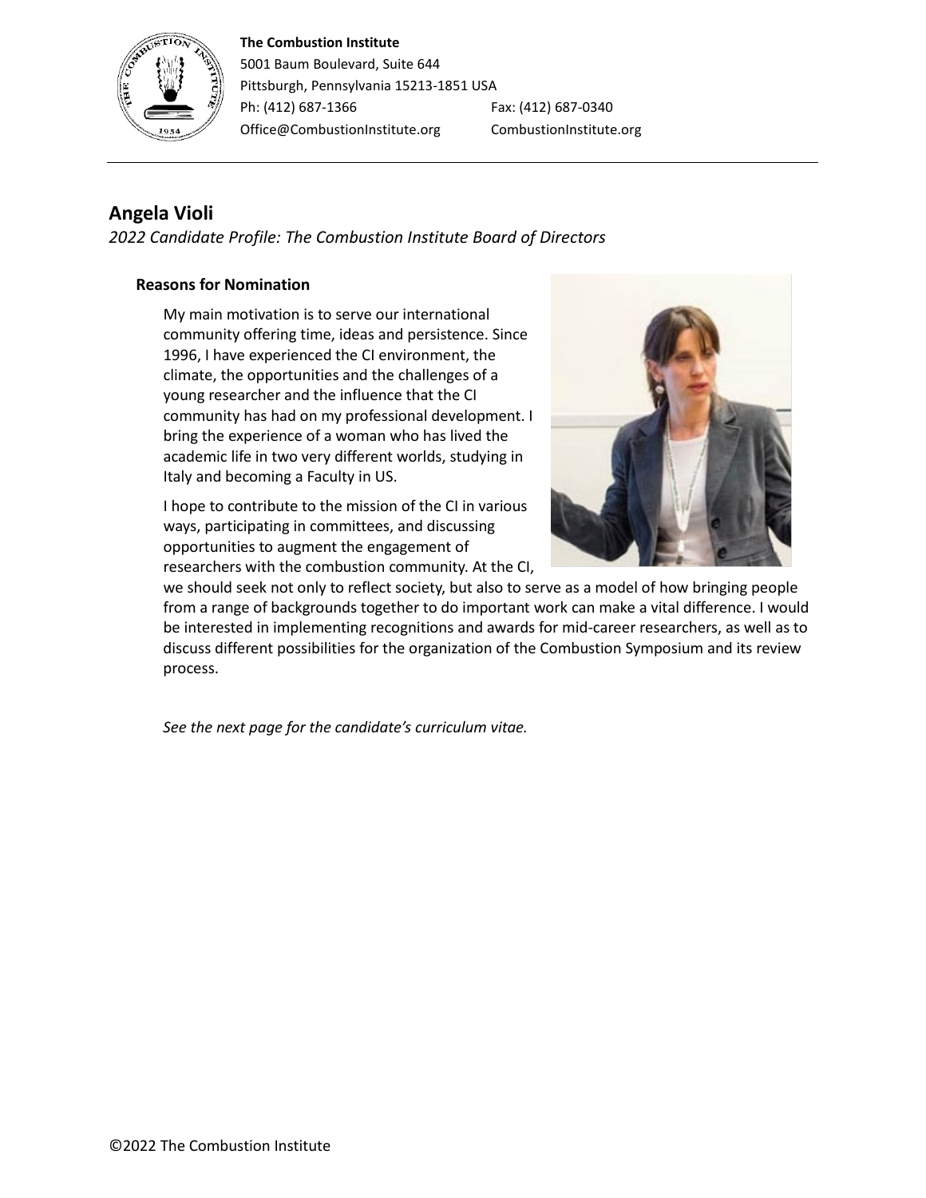**The Combustion Institute**
5001 Baum Boulevard, Suite 644
Pittsburgh, Pennsylvania 15213-1851 USA
Ph: (412) 687-1366 Fax: (412) 687-0340
Office@CombustionInstitute.org CombustionInstitute.org

## Angela Violi

*2022 Candidate Profile: The Combustion Institute Board of Directors*

### Reasons for Nomination

My main motivation is to serve our international community offering time, ideas and persistence. Since 1996, I have experienced the CI environment, the climate, the opportunities and the challenges of a young researcher and the influence that the CI community has had on my professional development. I bring the experience of a woman who has lived the academic life in two very different worlds, studying in Italy and becoming a Faculty in US.

I hope to contribute to the mission of the CI in various ways, participating in committees, and discussing opportunities to augment the engagement of researchers with the combustion community. At the CI, we should seek not only to reflect society, but also to serve as a model of how bringing people from a range of backgrounds together to do important work can make a vital difference. I would be interested in implementing recognitions and awards for mid-career researchers, as well as to discuss different possibilities for the organization of the Combustion Symposium and its review process.

*See the next page for the candidate's curriculum vitae.*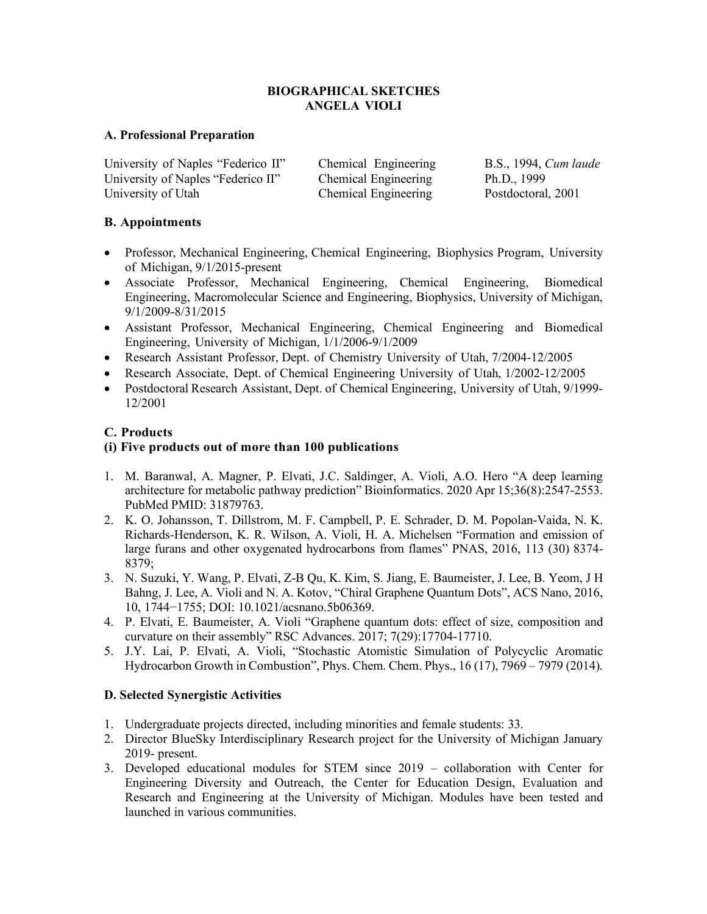# BIOGRAPHICAL SKETCHES
# ANGELA VIOLI

## A. Professional Preparation

| | | |
|---|---|---|
| University of Naples "Federico II" | Chemical Engineering | B.S., 1994, *Cum laude* |
| University of Naples "Federico II" | Chemical Engineering | Ph.D., 1999 |
| University of Utah | Chemical Engineering | Postdoctoral, 2001 |

## B. Appointments

- Professor, Mechanical Engineering, Chemical Engineering, Biophysics Program, University of Michigan, 9/1/2015-present
- Associate Professor, Mechanical Engineering, Chemical Engineering, Biomedical Engineering, Macromolecular Science and Engineering, Biophysics, University of Michigan, 9/1/2009-8/31/2015
- Assistant Professor, Mechanical Engineering, Chemical Engineering and Biomedical Engineering, University of Michigan, 1/1/2006-9/1/2009
- Research Assistant Professor, Dept. of Chemistry University of Utah, 7/2004-12/2005
- Research Associate, Dept. of Chemical Engineering University of Utah, 1/2002-12/2005
- Postdoctoral Research Assistant, Dept. of Chemical Engineering, University of Utah, 9/1999-12/2001

## C. Products

### (i) Five products out of more than 100 publications

1. M. Baranwal, A. Magner, P. Elvati, J.C. Saldinger, A. Violi, A.O. Hero "A deep learning architecture for metabolic pathway prediction" Bioinformatics. 2020 Apr 15;36(8):2547-2553. PubMed PMID: 31879763.
2. K. O. Johansson, T. Dillstrom, M. F. Campbell, P. E. Schrader, D. M. Popolan-Vaida, N. K. Richards-Henderson, K. R. Wilson, A. Violi, H. A. Michelsen "Formation and emission of large furans and other oxygenated hydrocarbons from flames" PNAS, 2016, 113 (30) 8374-8379;
3. N. Suzuki, Y. Wang, P. Elvati, Z-B Qu, K. Kim, S. Jiang, E. Baumeister, J. Lee, B. Yeom, J H Bahng, J. Lee, A. Violi and N. A. Kotov, "Chiral Graphene Quantum Dots", ACS Nano, 2016, 10, 1744−1755; DOI: 10.1021/acsnano.5b06369.
4. P. Elvati, E. Baumeister, A. Violi "Graphene quantum dots: effect of size, composition and curvature on their assembly" RSC Advances. 2017; 7(29):17704-17710.
5. J.Y. Lai, P. Elvati, A. Violi, "Stochastic Atomistic Simulation of Polycyclic Aromatic Hydrocarbon Growth in Combustion", Phys. Chem. Chem. Phys., 16 (17), 7969 – 7979 (2014).

## D. Selected Synergistic Activities

1. Undergraduate projects directed, including minorities and female students: 33.
2. Director BlueSky Interdisciplinary Research project for the University of Michigan January 2019- present.
3. Developed educational modules for STEM since 2019 – collaboration with Center for Engineering Diversity and Outreach, the Center for Education Design, Evaluation and Research and Engineering at the University of Michigan. Modules have been tested and launched in various communities.